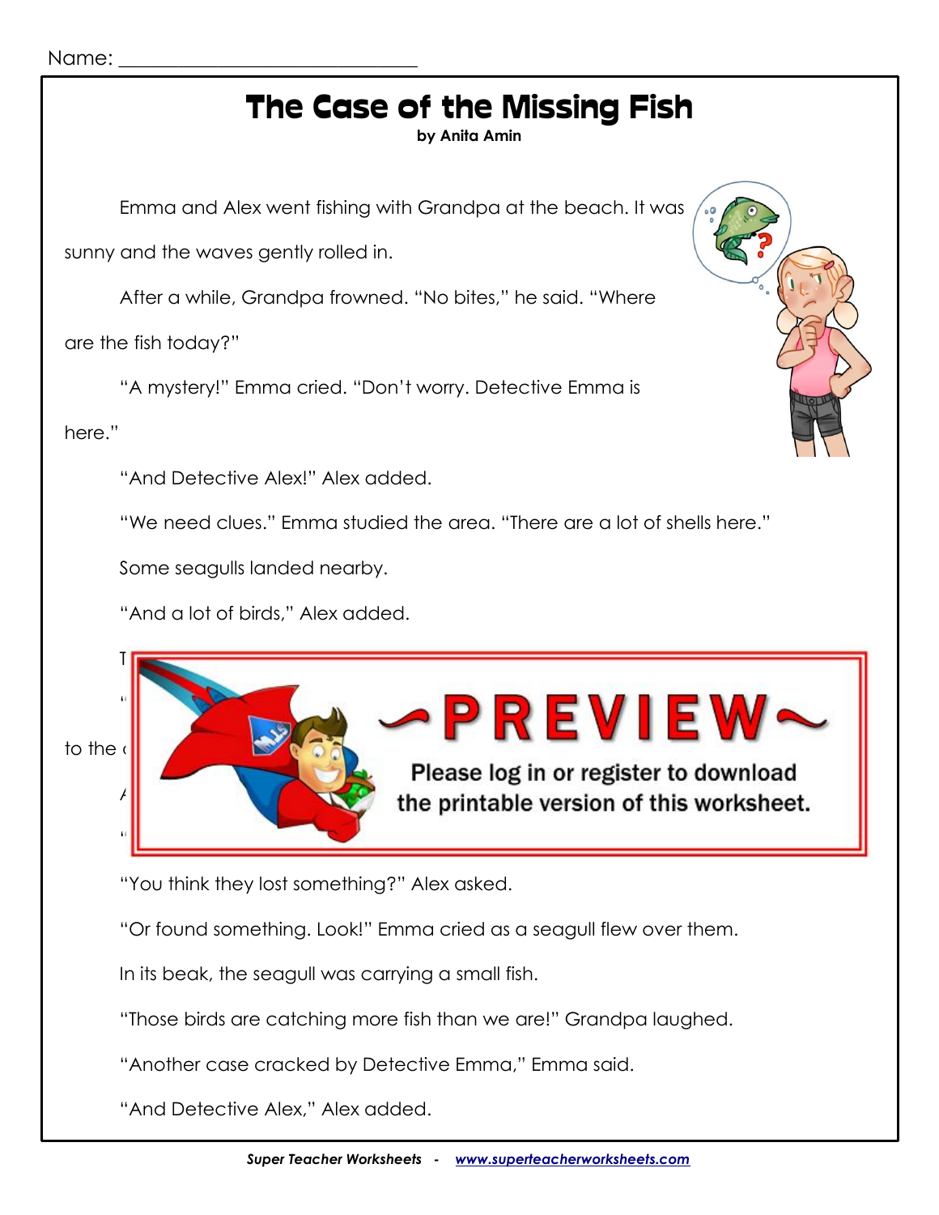Name: ___________________________

# The Case of the Missing Fish

**by Anita Amin**

Emma and Alex went fishing with Grandpa at the beach. It was sunny and the waves gently rolled in.

After a while, Grandpa frowned. "No bites," he said. "Where are the fish today?"

"A mystery!" Emma cried. "Don't worry. Detective Emma is here."

"And Detective Alex!" Alex added.

"We need clues." Emma studied the area. "There are a lot of shells here."

Some seagulls landed nearby.

"And a lot of birds," Alex added.

T

"

to the

A

"

~PREVIEW~

Please log in or register to download the printable version of this worksheet.

"You think they lost something?" Alex asked.

"Or found something. Look!" Emma cried as a seagull flew over them.

In its beak, the seagull was carrying a small fish.

"Those birds are catching more fish than we are!" Grandpa laughed.

"Another case cracked by Detective Emma," Emma said.

"And Detective Alex," Alex added.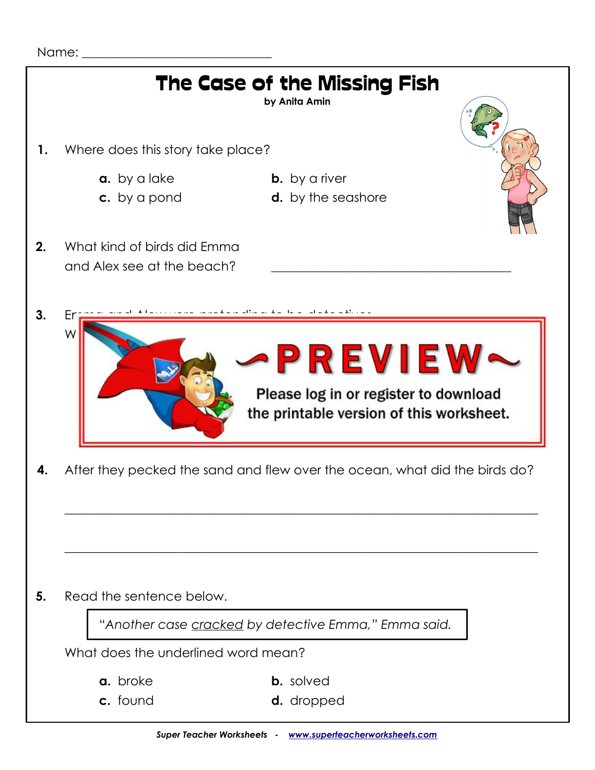Name: ______________________________

# The Case of the Missing Fish

**by Anita Amin**

**1.** Where does this story take place?

- **a.** by a lake
- **b.** by a river
- **c.** by a pond
- **d.** by the seashore

**2.** What kind of birds did Emma and Alex see at the beach? ______________________________________

**3.** Emma and Alex were pretending to be detectives.
W

~PREVIEW~

Please log in or register to download the printable version of this worksheet.

**4.** After they pecked the sand and flew over the ocean, what did the birds do?

______________________________________________________________________

______________________________________________________________________

**5.** Read the sentence below.

> *"Another case cracked by detective Emma," Emma said.*

What does the underlined word mean?

- **a.** broke
- **b.** solved
- **c.** found
- **d.** dropped

***Super Teacher Worksheets - www.superteacherworksheets.com***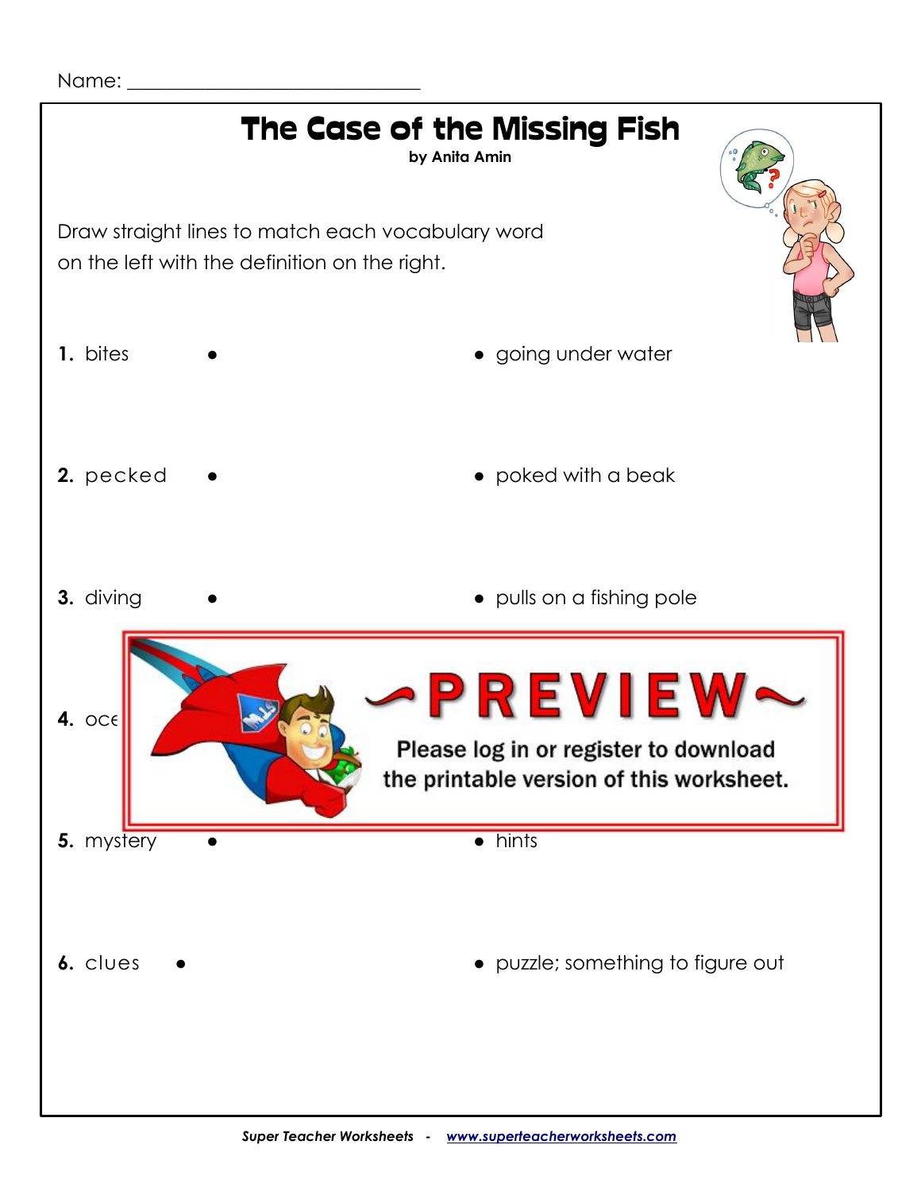Name: ______________________________

# The Case of the Missing Fish

**by Anita Amin**

Draw straight lines to match each vocabulary word on the left with the definition on the right.

| | |
|---|---|
| **1.** bites • | • going under water |
| **2.** pecked • | • poked with a beak |
| **3.** diving • | • pulls on a fishing pole |
| **4.** oce | |
| **5.** mystery • | • hints |
| **6.** clues • | • puzzle; something to figure out |

~PREVIEW~

Please log in or register to download the printable version of this worksheet.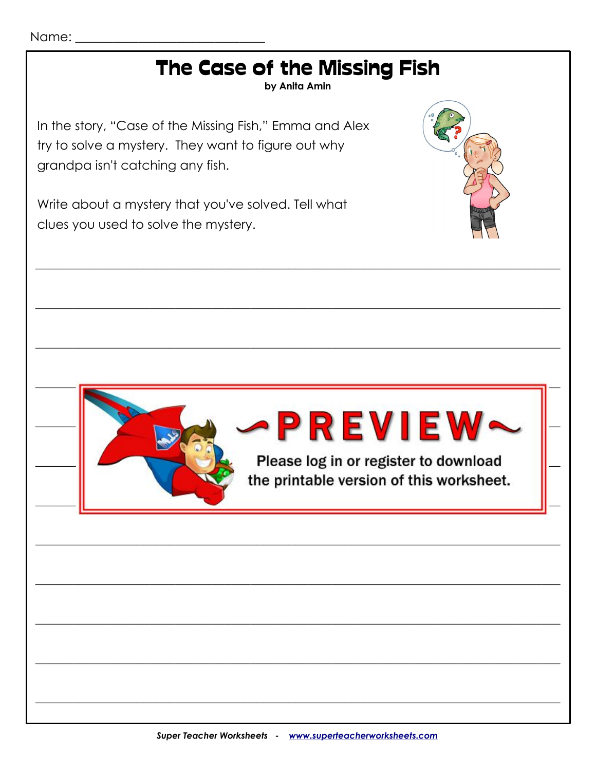Name: ______________________________

# The Case of the Missing Fish

**by Anita Amin**

In the story, "Case of the Missing Fish," Emma and Alex try to solve a mystery. They want to figure out why grandpa isn't catching any fish.

Write about a mystery that you've solved. Tell what clues you used to solve the mystery.

______________________________________________________________________________

______________________________________________________________________________

______________________________________________________________________________

**~PREVIEW~**

Please log in or register to download the printable version of this worksheet.

______________________________________________________________________________

______________________________________________________________________________

______________________________________________________________________________

______________________________________________________________________________

______________________________________________________________________________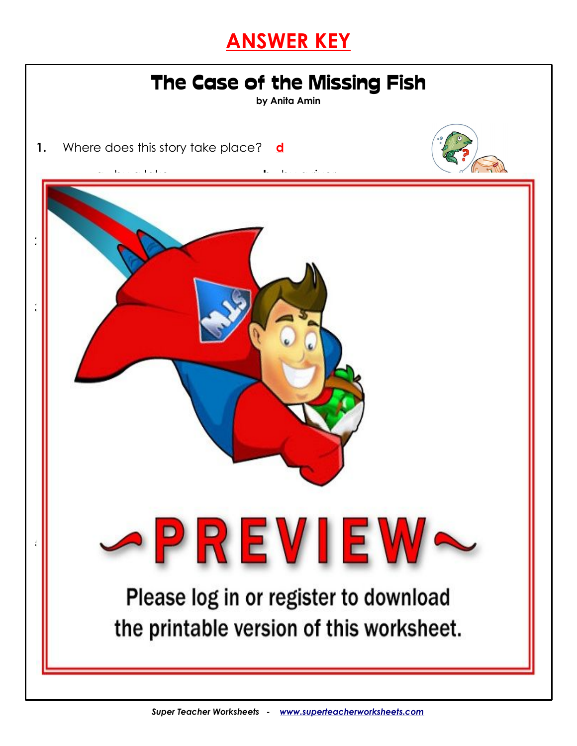# ANSWER KEY

## The Case of the Missing Fish

**by Anita Amin**

1. Where does this story take place? **d**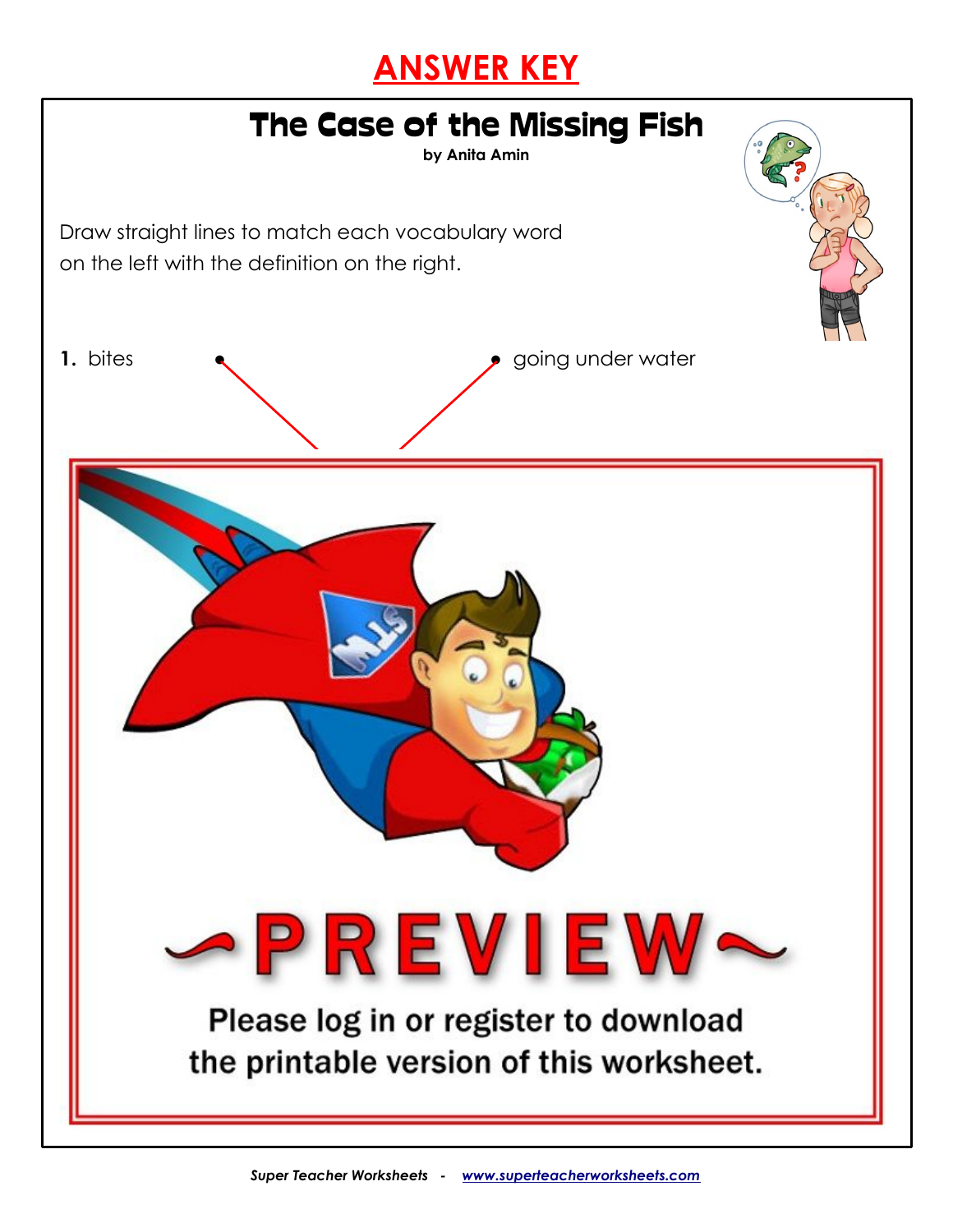# ANSWER KEY

## The Case of the Missing Fish

**by Anita Amin**

Draw straight lines to match each vocabulary word on the left with the definition on the right.

**1.** bites • • going under water

# ~PREVIEW~

Please log in or register to download the printable version of this worksheet.